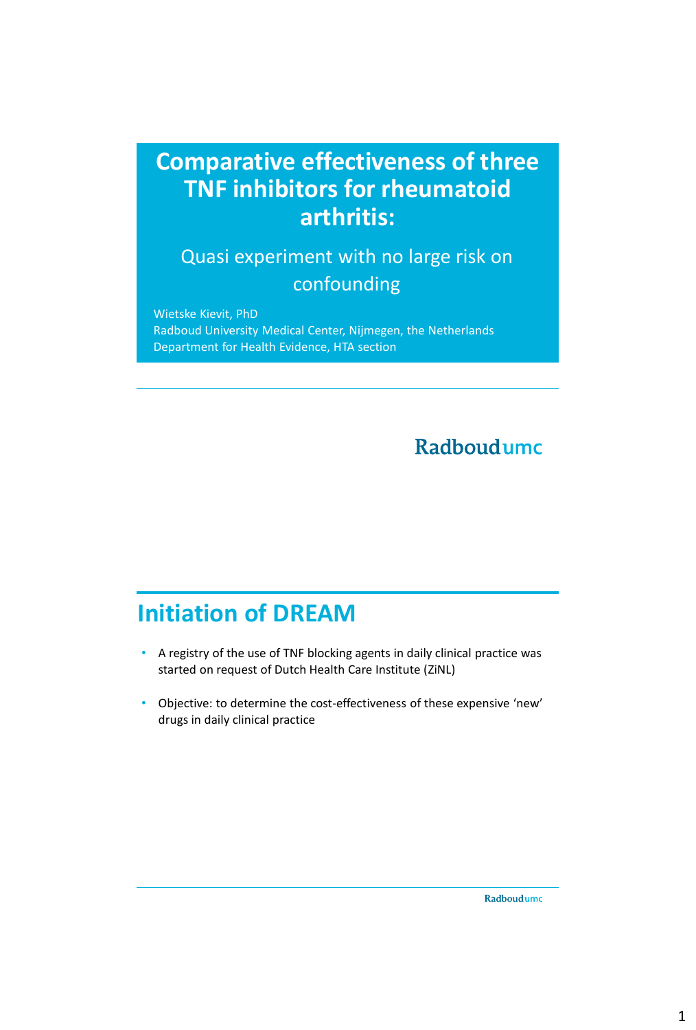# Comparative effectiveness of three TNF inhibitors for rheumatoid arthritis:

## Quasi experiment with no large risk on confounding

Wietske Kievit, PhD
Radboud University Medical Center, Nijmegen, the Netherlands
Department for Health Evidence, HTA section

Radboudumc

## Initiation of DREAM

- A registry of the use of TNF blocking agents in daily clinical practice was started on request of Dutch Health Care Institute (ZiNL)
- Objective: to determine the cost-effectiveness of these expensive 'new' drugs in daily clinical practice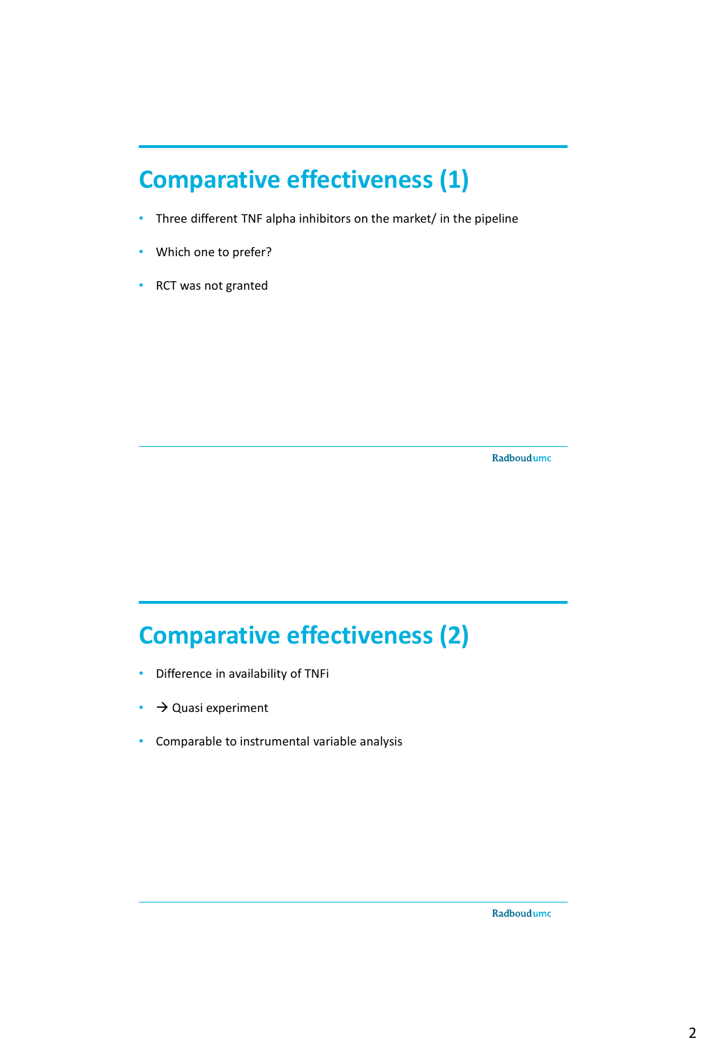## Comparative effectiveness (1)

- Three different TNF alpha inhibitors on the market/ in the pipeline
- Which one to prefer?
- RCT was not granted

## Comparative effectiveness (2)

- Difference in availability of TNFi
- → Quasi experiment
- Comparable to instrumental variable analysis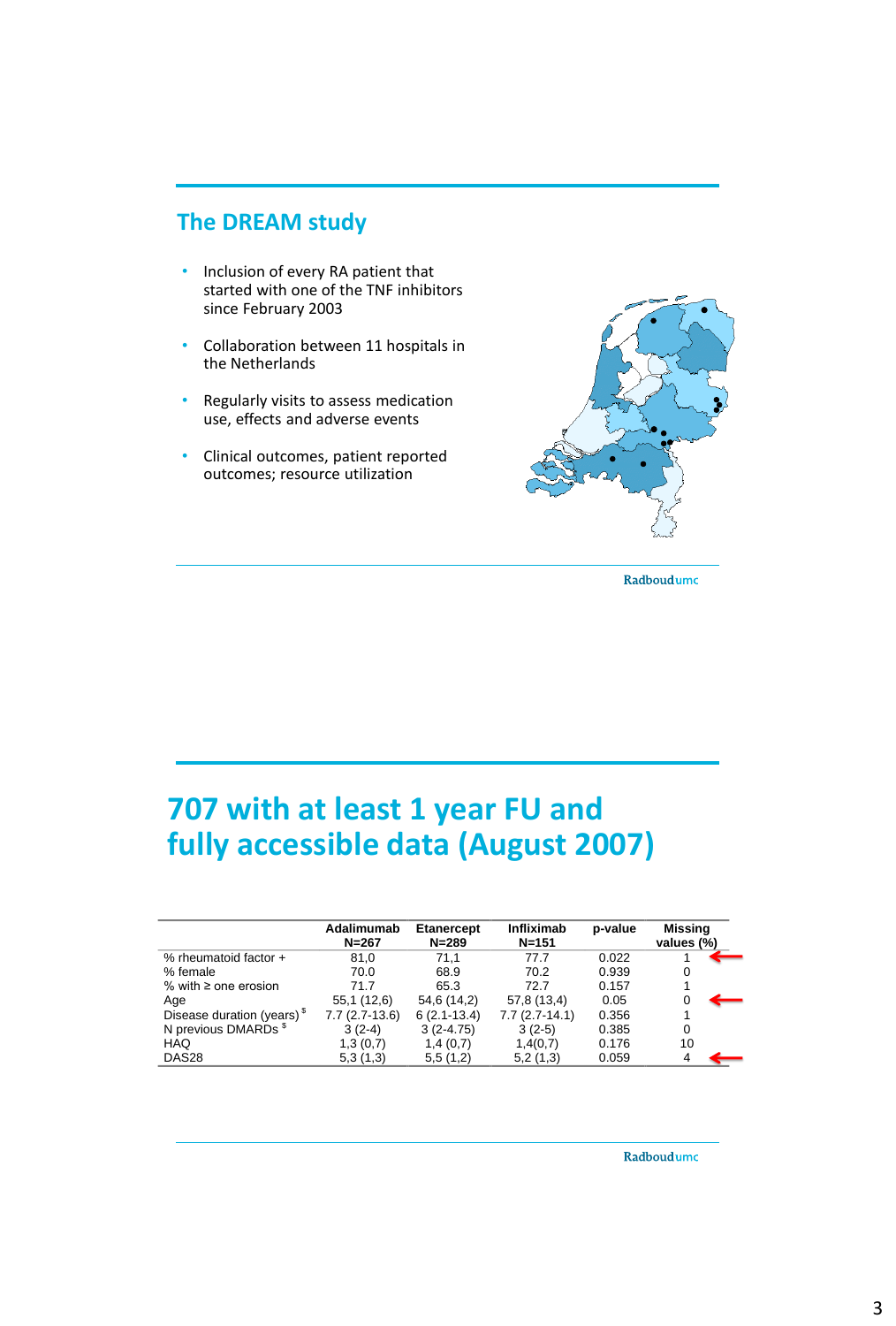## The DREAM study

- Inclusion of every RA patient that started with one of the TNF inhibitors since February 2003
- Collaboration between 11 hospitals in the Netherlands
- Regularly visits to assess medication use, effects and adverse events
- Clinical outcomes, patient reported outcomes; resource utilization

## 707 with at least 1 year FU and fully accessible data (August 2007)

| | Adalimumab N=267 | Etanercept N=289 | Infliximab N=151 | p-value | Missing values (%) |
|---|---|---|---|---|---|
| % rheumatoid factor + | 81,0 | 71,1 | 77.7 | 0.022 | 1 |
| % female | 70.0 | 68.9 | 70.2 | 0.939 | 0 |
| % with ≥ one erosion | 71.7 | 65.3 | 72.7 | 0.157 | 1 |
| Age | 55,1 (12,6) | 54,6 (14,2) | 57,8 (13,4) | 0.05 | 0 |
| Disease duration (years) [$] | 7.7 (2.7-13.6) | 6 (2.1-13.4) | 7.7 (2.7-14.1) | 0.356 | 1 |
| N previous DMARDs [$] | 3 (2-4) | 3 (2-4.75) | 3 (2-5) | 0.385 | 0 |
| HAQ | 1,3 (0,7) | 1,4 (0,7) | 1,4(0,7) | 0.176 | 10 |
| DAS28 | 5,3 (1,3) | 5,5 (1,2) | 5,2 (1,3) | 0.059 | 4 |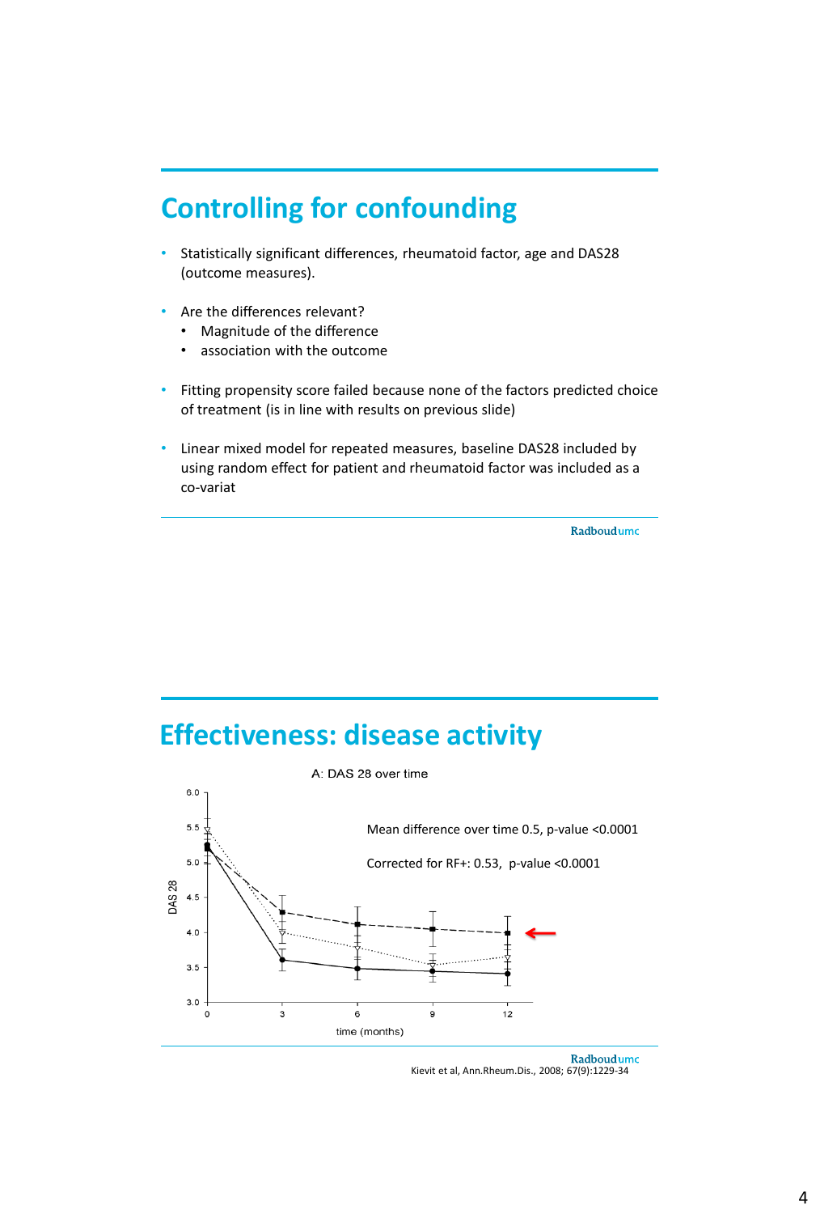## Controlling for confounding

- Statistically significant differences, rheumatoid factor, age and DAS28 (outcome measures).
- Are the differences relevant?
  - Magnitude of the difference
  - association with the outcome
- Fitting propensity score failed because none of the factors predicted choice of treatment (is in line with results on previous slide)
- Linear mixed model for repeated measures, baseline DAS28 included by using random effect for patient and rheumatoid factor was included as a co-variat

## Effectiveness: disease activity

A: DAS 28 over time

Mean difference over time 0.5, p-value <0.0001

Corrected for RF+: 0.53, p-value <0.0001

Kievit et al, Ann.Rheum.Dis., 2008; 67(9):1229-34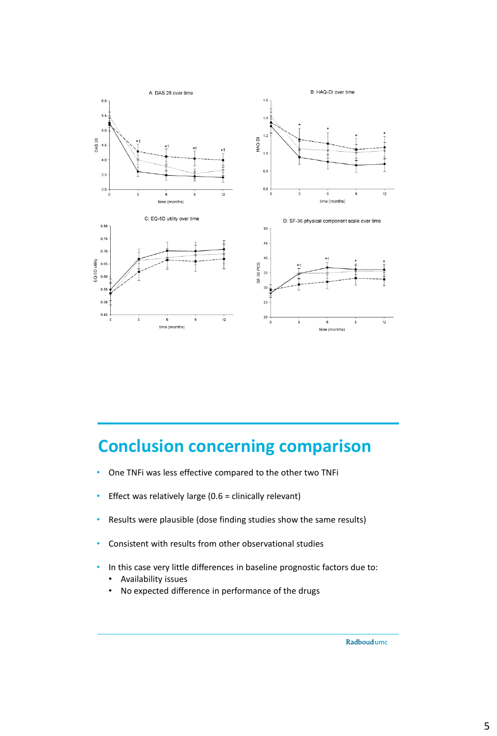# Conclusion concerning comparison

- One TNFi was less effective compared to the other two TNFi
- Effect was relatively large (0.6 = clinically relevant)
- Results were plausible (dose finding studies show the same results)
- Consistent with results from other observational studies
- In this case very little differences in baseline prognostic factors due to:
    - Availability issues
    - No expected difference in performance of the drugs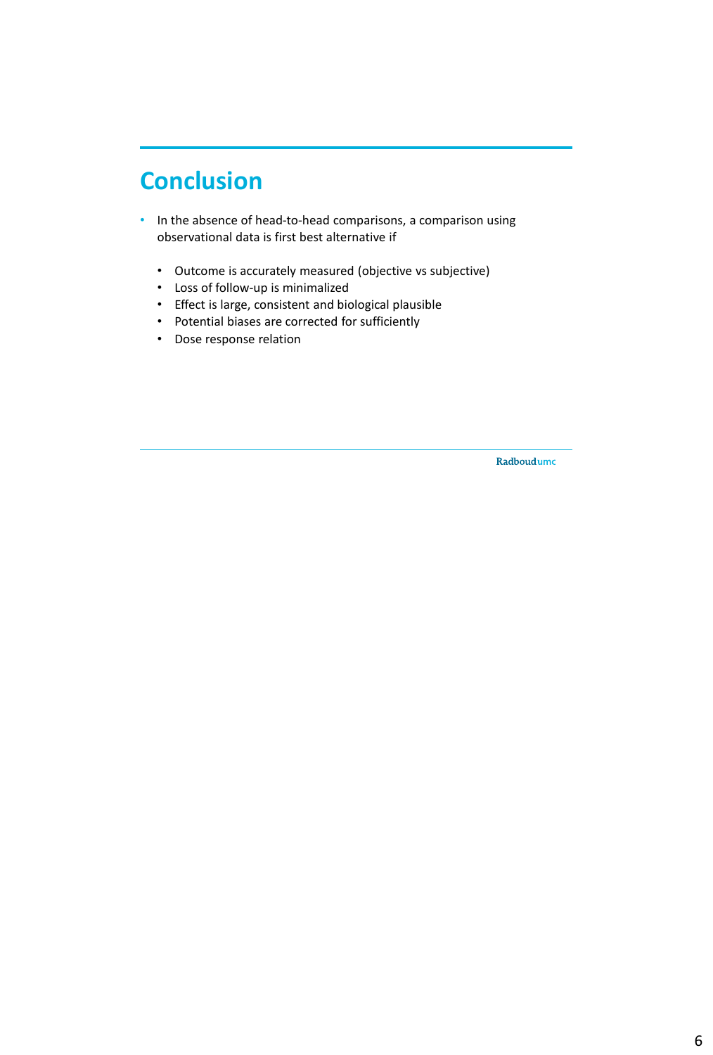# Conclusion

- In the absence of head-to-head comparisons, a comparison using observational data is first best alternative if
  - Outcome is accurately measured (objective vs subjective)
  - Loss of follow-up is minimalized
  - Effect is large, consistent and biological plausible
  - Potential biases are corrected for sufficiently
  - Dose response relation